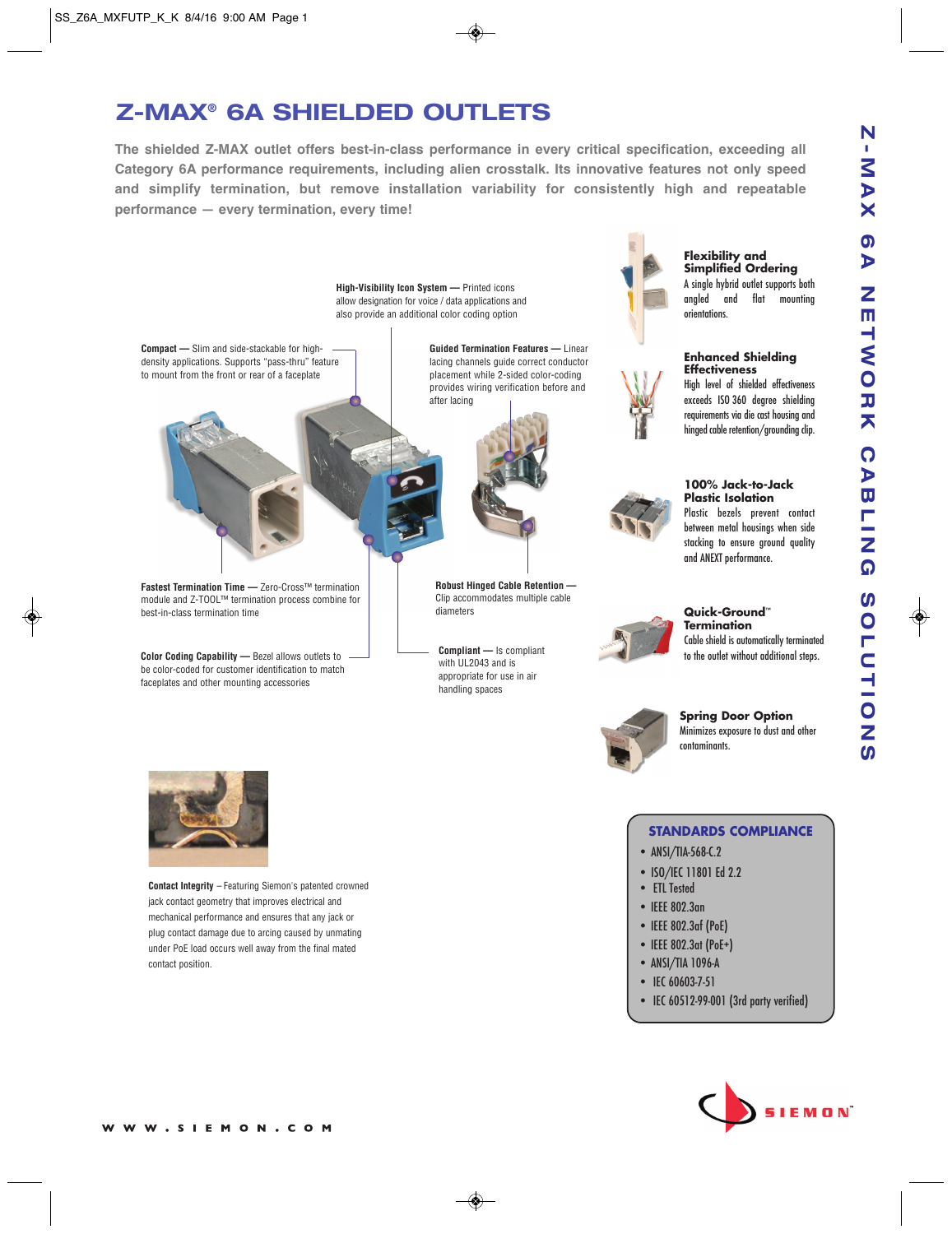# Z-MAX® 6A SHIELDED OUTLETS

**The shielded Z-MAX outlet offers best-in-class performance in every critical specification, exceeding all Category 6A performance requirements, including alien crosstalk. Its innovative features not only speed and simplify termination, but remove installation variability for consistently high and repeatable performance — every termination, every time!**

**High-Visibility Icon System —** Printed icons allow designation for voice / data applications and also provide an additional color coding option

**Compact —** Slim and side-stackable for high-density applications. Supports "pass-thru" feature to mount from the front or rear of a faceplate

**Guided Termination Features —** Linear lacing channels guide correct conductor placement while 2-sided color-coding provides wiring verification before and after lacing

**Fastest Termination Time —** Zero-Cross™ termination module and Z-TOOL™ termination process combine for best-in-class termination time

**Robust Hinged Cable Retention —** Clip accommodates multiple cable diameters

**Color Coding Capability —** Bezel allows outlets to be color-coded for customer identification to match faceplates and other mounting accessories

**Compliant —** Is compliant with UL2043 and is appropriate for use in air handling spaces

**Contact Integrity** – Featuring Siemon's patented crowned jack contact geometry that improves electrical and mechanical performance and ensures that any jack or plug contact damage due to arcing caused by unmating under PoE load occurs well away from the final mated contact position.

### Flexibility and Simplified Ordering

A single hybrid outlet supports both angled and flat mounting orientations.

### Enhanced Shielding Effectiveness

High level of shielded effectiveness exceeds ISO 360 degree shielding requirements via die cast housing and hinged cable retention/grounding clip.

### 100% Jack-to-Jack Plastic Isolation

Plastic bezels prevent contact between metal housings when side stacking to ensure ground quality and ANEXT performance.

### Quick-Ground™ Termination

Cable shield is automatically terminated to the outlet without additional steps.

### Spring Door Option

Minimizes exposure to dust and other contaminants.

### STANDARDS COMPLIANCE

- ANSI/TIA-568-C.2
- ISO/IEC 11801 Ed 2.2
- ETL Tested
- IEEE 802.3an
- IEEE 802.3af (PoE)
- IEEE 802.3at (PoE+)
- ANSI/TIA 1096-A
- IEC 60603-7-51
- IEC 60512-99-001 (3rd party verified)

Z-MAX 6A NETWORK CABLING SOLUTIONS

SIEMON™

WWW.SIEMON.COM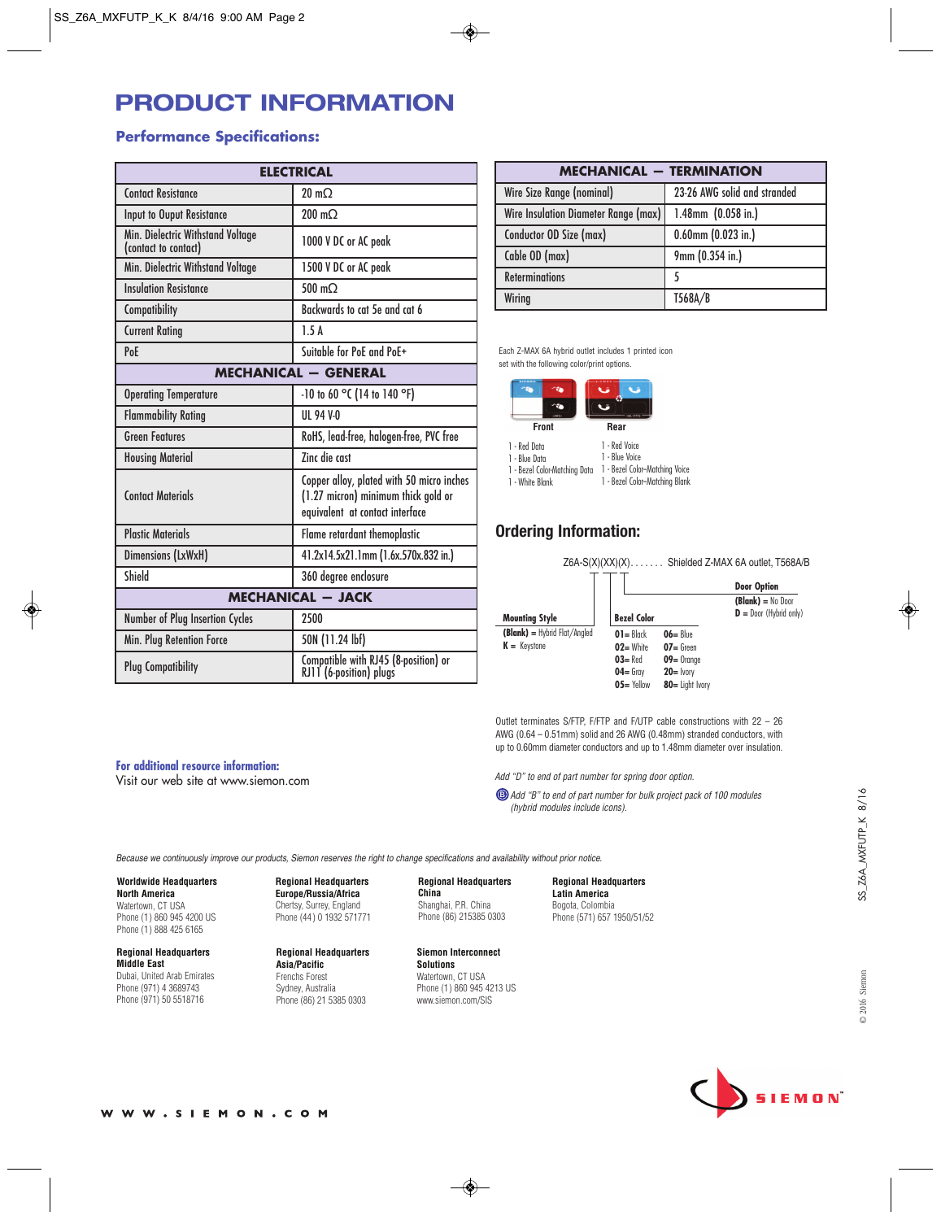# PRODUCT INFORMATION

## Performance Specifications:

| ELECTRICAL | |
|---|---|
| Contact Resistance | 20 mΩ |
| Input to Ouput Resistance | 200 mΩ |
| Min. Dielectric Withstand Voltage (contact to contact) | 1000 V DC or AC peak |
| Min. Dielectric Withstand Voltage | 1500 V DC or AC peak |
| Insulation Resistance | 500 mΩ |
| Compatibility | Backwards to cat 5e and cat 6 |
| Current Rating | 1.5 A |
| PoE | Suitable for PoE and PoE+ |
| **MECHANICAL — GENERAL** | |
| Operating Temperature | -10 to 60 °C (14 to 140 °F) |
| Flammability Rating | UL 94 V-0 |
| Green Features | RoHS, lead-free, halogen-free, PVC free |
| Housing Material | Zinc die cast |
| Contact Materials | Copper alloy, plated with 50 micro inches (1.27 micron) minimum thick gold or equivalent at contact interface |
| Plastic Materials | Flame retardant thermoplastic |
| Dimensions (LxWxH) | 41.2x14.5x21.1mm (1.6x.570x.832 in.) |
| Shield | 360 degree enclosure |
| **MECHANICAL — JACK** | |
| Number of Plug Insertion Cycles | 2500 |
| Min. Plug Retention Force | 50N (11.24 lbf) |
| Plug Compatibility | Compatible with RJ45 (8-position) or RJ11 (6-position) plugs |

| MECHANICAL — TERMINATION | |
|---|---|
| Wire Size Range (nominal) | 23-26 AWG solid and stranded |
| Wire Insulation Diameter Range (max) | 1.48mm (0.058 in.) |
| Conductor OD Size (max) | 0.60mm (0.023 in.) |
| Cable OD (max) | 9mm (0.354 in.) |
| Reterminations | 5 |
| Wiring | T568A/B |

Each Z-MAX 6A hybrid outlet includes 1 printed icon set with the following color/print options.

Front
- 1 - Red Data
- 1 - Blue Data
- 1 - Bezel Color-Matching Data
- 1 - White Blank

Rear
- 1 - Red Voice
- 1 - Blue Voice
- 1 - Bezel Color-Matching Voice
- 1 - Bezel Color-Matching Blank

## Ordering Information:

Z6A-S(X)(XX)(X). . . . . . . Shielded Z-MAX 6A outlet, T568A/B

**Mounting Style**
- **(Blank)** = Hybrid Flat/Angled
- **K** = Keystone

**Bezel Color**
- **01**= Black
- **02**= White
- **03**= Red
- **04**= Gray
- **05**= Yellow
- **06**= Blue
- **07**= Green
- **09**= Orange
- **20**= Ivory
- **80**= Light Ivory

**Door Option**
- **(Blank)** = No Door
- **D** = Door (Hybrid only)

Outlet terminates S/FTP, F/FTP and F/UTP cable constructions with 22 – 26 AWG (0.64 – 0.51mm) solid and 26 AWG (0.48mm) stranded conductors, with up to 0.60mm diameter conductors and up to 1.48mm diameter over insulation.

*Add "D" to end of part number for spring door option.*

*Ⓑ Add "B" to end of part number for bulk project pack of 100 modules (hybrid modules include icons).*

**For additional resource information:**
Visit our web site at www.siemon.com

*Because we continuously improve our products, Siemon reserves the right to change specifications and availability without prior notice.*

**Worldwide Headquarters**
**North America**
Watertown, CT USA
Phone (1) 860 945 4200 US
Phone (1) 888 425 6165

**Regional Headquarters**
**Europe/Russia/Africa**
Chertsy, Surrey, England
Phone (44) 0 1932 571771

**Regional Headquarters**
**China**
Shanghai, P.R. China
Phone (86) 215385 0303

**Regional Headquarters**
**Latin America**
Bogota, Colombia
Phone (571) 657 1950/51/52

**Regional Headquarters**
**Middle East**
Dubai, United Arab Emirates
Phone (971) 4 3689743
Phone (971) 50 5518716

**Regional Headquarters**
**Asia/Pacific**
Frenchs Forest
Sydney, Australia
Phone (86) 21 5385 0303

**Siemon Interconnect**
**Solutions**
Watertown, CT USA
Phone (1) 860 945 4213 US
www.siemon.com/SIS

SS_Z6A_MXFUTP_K 8/16

© 2016 Siemon

W W W . S I E M O N . C O M